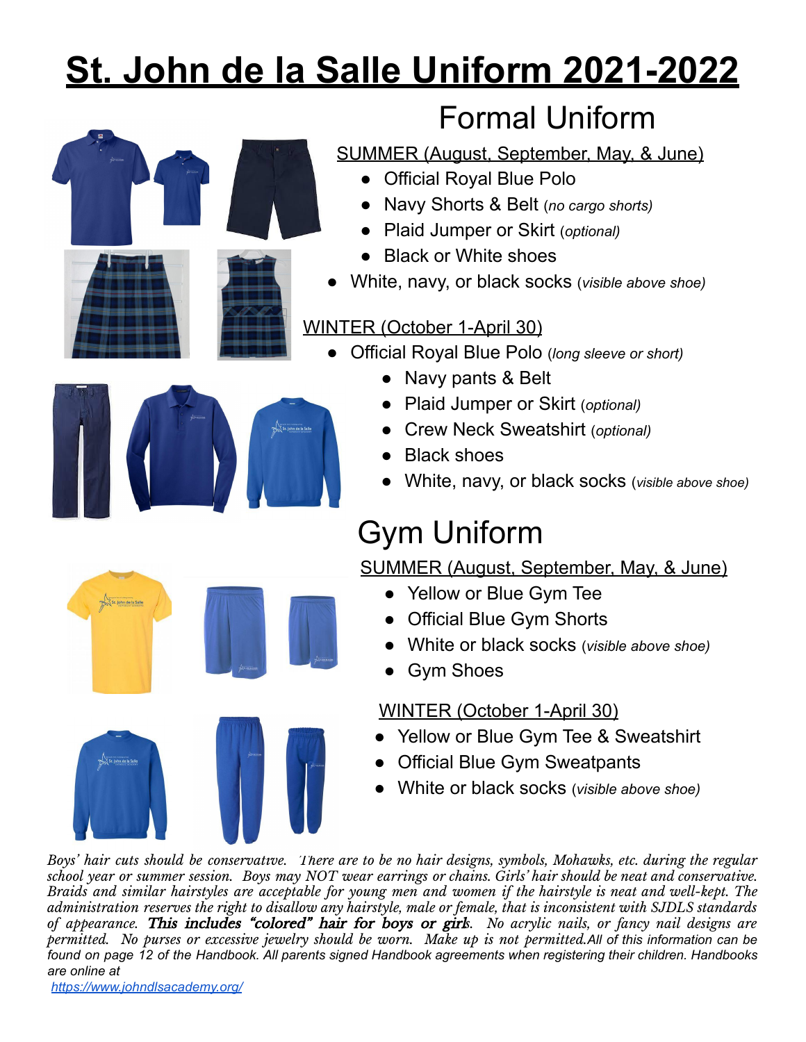# St. John de la Salle Uniform 2021-2022

## Formal Uniform

SUMMER (August, September, May, & June)

- Official Royal Blue Polo
- Navy Shorts & Belt (*no cargo shorts)*
- Plaid Jumper or Skirt (*optional)*
- Black or White shoes
- White, navy, or black socks (*visible above shoe)*

WINTER (October 1-April 30)

- Official Royal Blue Polo (*long sleeve or short)*
- Navy pants & Belt
- Plaid Jumper or Skirt (*optional)*
- Crew Neck Sweatshirt (*optional)*
- Black shoes
- White, navy, or black socks (*visible above shoe)*

## Gym Uniform

SUMMER (August, September, May, & June)

- Yellow or Blue Gym Tee
- Official Blue Gym Shorts
- White or black socks (*visible above shoe)*
- Gym Shoes

WINTER (October 1-April 30)

- Yellow or Blue Gym Tee & Sweatshirt
- Official Blue Gym Sweatpants
- White or black socks (*visible above shoe)*

*Boys' hair cuts should be conservative. There are to be no hair designs, symbols, Mohawks, etc. during the regular school year or summer session. Boys may NOT wear earrings or chains. Girls' hair should be neat and conservative. Braids and similar hairstyles are acceptable for young men and women if the hairstyle is neat and well-kept. The administration reserves the right to disallow any hairstyle, male or female, that is inconsistent with SJDLS standards of appearance.* ***This includes "colored" hair for boys or girls.*** *No acrylic nails, or fancy nail designs are permitted. No purses or excessive jewelry should be worn. Make up is not permitted. All of this information can be found on page 12 of the Handbook. All parents signed Handbook agreements when registering their children. Handbooks are online at*
[https://www.johndlsacademy.org/](https://www.johndlsacademy.org/)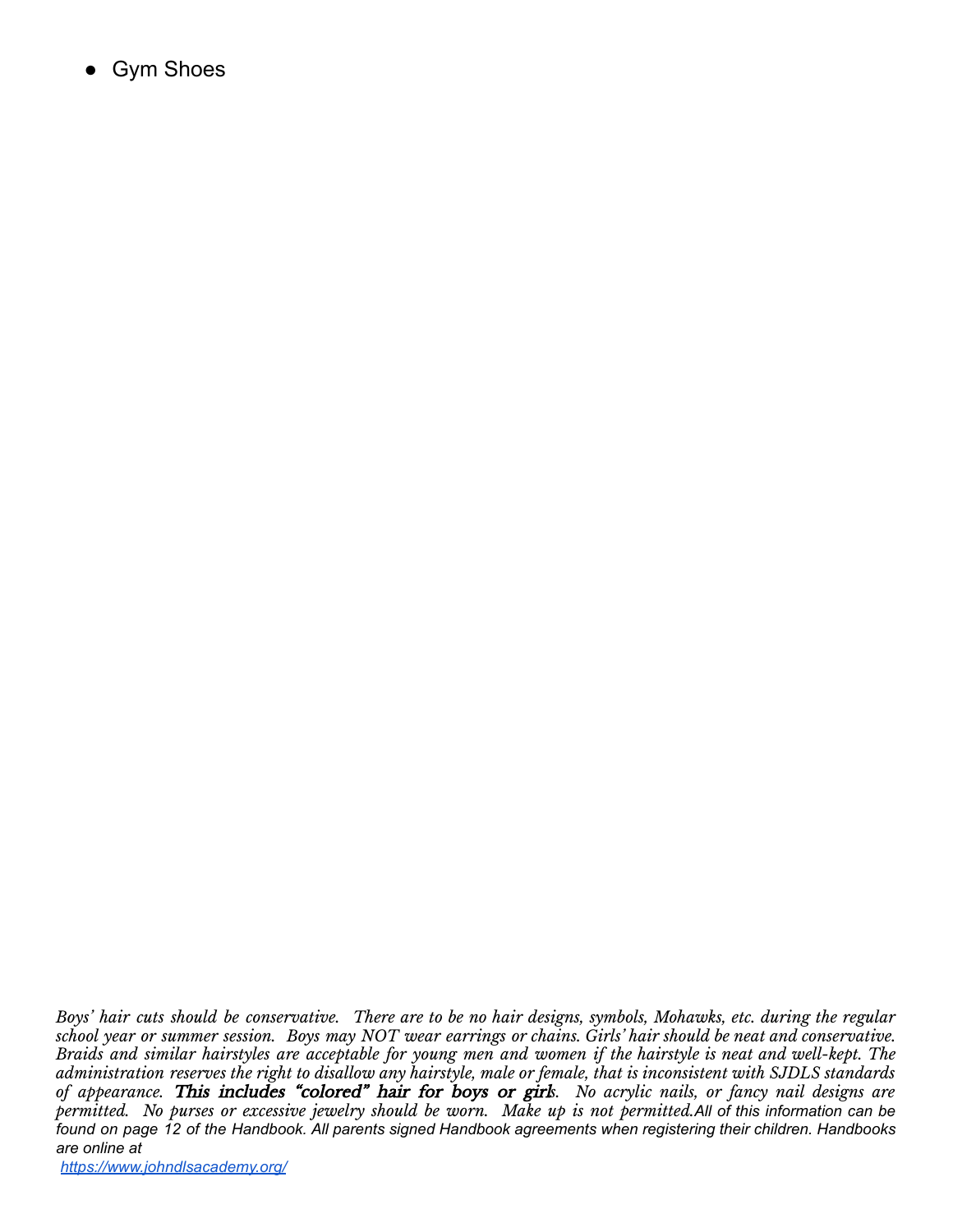- Gym Shoes

*Boys' hair cuts should be conservative. There are to be no hair designs, symbols, Mohawks, etc. during the regular school year or summer session. Boys may NOT wear earrings or chains. Girls' hair should be neat and conservative. Braids and similar hairstyles are acceptable for young men and women if the hairstyle is neat and well-kept. The administration reserves the right to disallow any hairstyle, male or female, that is inconsistent with SJDLS standards of appearance.* **This includes "colored" hair for boys or girl***s. No acrylic nails, or fancy nail designs are permitted. No purses or excessive jewelry should be worn. Make up is not permitted.All of this information can be found on page 12 of the Handbook. All parents signed Handbook agreements when registering their children. Handbooks are online at*

*https://www.johndlsacademy.org/*